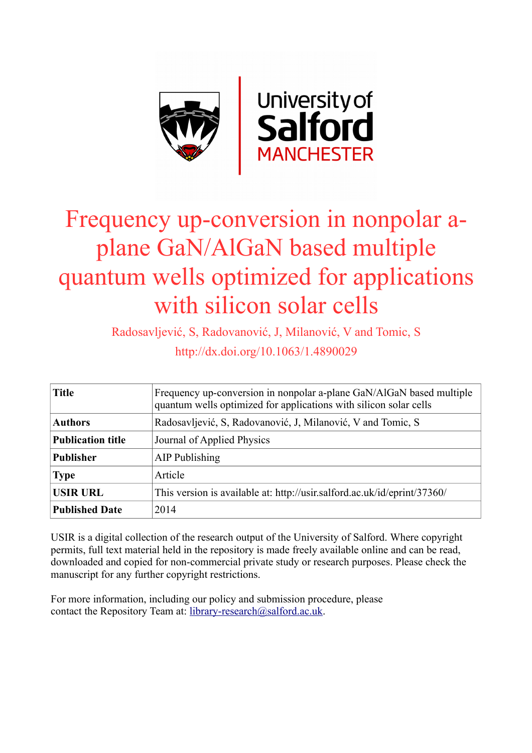# Frequency up-conversion in nonpolar a-plane GaN/AlGaN based multiple quantum wells optimized for applications with silicon solar cells

Radosavljević, S, Radovanović, J, Milanović, V and Tomic, S

http://dx.doi.org/10.1063/1.4890029

| **Title** | Frequency up-conversion in nonpolar a-plane GaN/AlGaN based multiple quantum wells optimized for applications with silicon solar cells |
|---|---|
| **Authors** | Radosavljević, S, Radovanović, J, Milanović, V and Tomic, S |
| **Publication title** | Journal of Applied Physics |
| **Publisher** | AIP Publishing |
| **Type** | Article |
| **USIR URL** | This version is available at: http://usir.salford.ac.uk/id/eprint/37360/ |
| **Published Date** | 2014 |

USIR is a digital collection of the research output of the University of Salford. Where copyright permits, full text material held in the repository is made freely available online and can be read, downloaded and copied for non-commercial private study or research purposes. Please check the manuscript for any further copyright restrictions.

For more information, including our policy and submission procedure, please contact the Repository Team at: library-research@salford.ac.uk.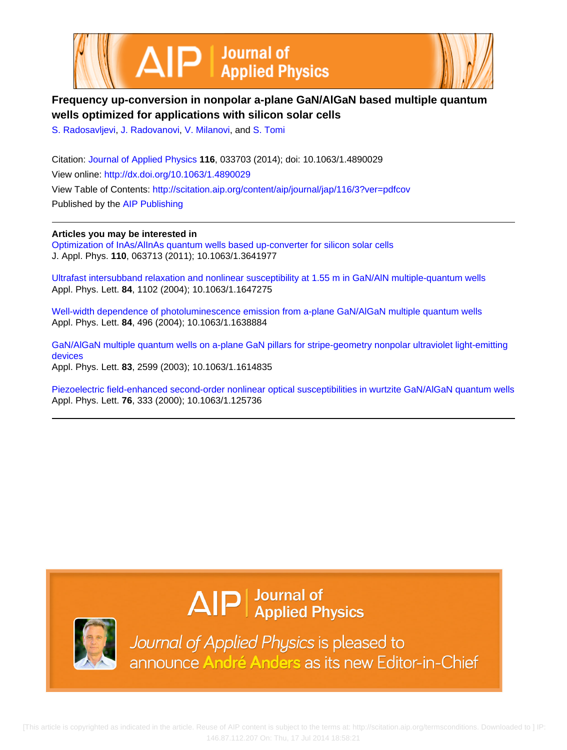# Frequency up-conversion in nonpolar a-plane GaN/AlGaN based multiple quantum wells optimized for applications with silicon solar cells

S. Radosavljevi, J. Radovanovi, V. Milanovi, and S. Tomi

Citation: Journal of Applied Physics **116**, 033703 (2014); doi: 10.1063/1.4890029

View online: http://dx.doi.org/10.1063/1.4890029

View Table of Contents: http://scitation.aip.org/content/aip/journal/jap/116/3?ver=pdfcov

Published by the AIP Publishing

---

**Articles you may be interested in**

Optimization of InAs/AlInAs quantum wells based up-converter for silicon solar cells
J. Appl. Phys. **110**, 063713 (2011); 10.1063/1.3641977

Ultrafast intersubband relaxation and nonlinear susceptibility at 1.55 m in GaN/AlN multiple-quantum wells
Appl. Phys. Lett. **84**, 1102 (2004); 10.1063/1.1647275

Well-width dependence of photoluminescence emission from a-plane GaN/AlGaN multiple quantum wells
Appl. Phys. Lett. **84**, 496 (2004); 10.1063/1.1638884

GaN/AlGaN multiple quantum wells on a-plane GaN pillars for stripe-geometry nonpolar ultraviolet light-emitting devices
Appl. Phys. Lett. **83**, 2599 (2003); 10.1063/1.1614835

Piezoelectric field-enhanced second-order nonlinear optical susceptibilities in wurtzite GaN/AlGaN quantum wells
Appl. Phys. Lett. **76**, 333 (2000); 10.1063/1.125736

---

Journal of Applied Physics is pleased to announce André Anders as its new Editor-in-Chief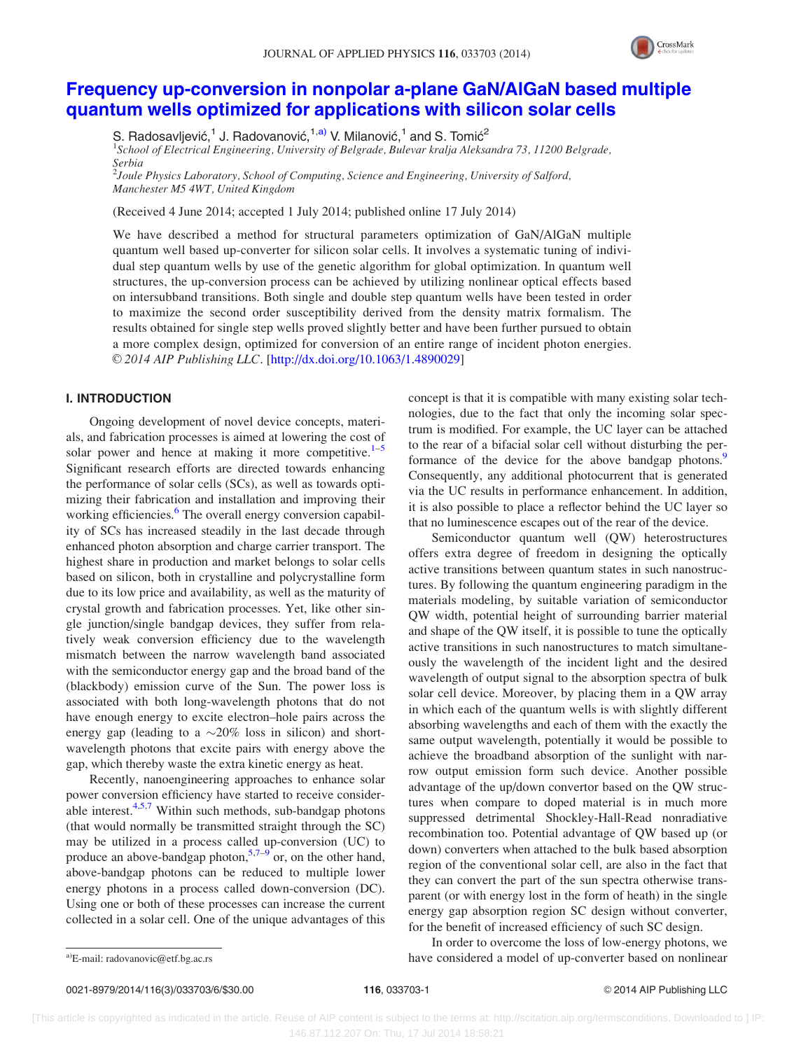# Frequency up-conversion in nonpolar a-plane GaN/AlGaN based multiple quantum wells optimized for applications with silicon solar cells

S. Radosavljević,[1] J. Radovanović,[1,a)] V. Milanović,[1] and S. Tomić[2]

[1]*School of Electrical Engineering, University of Belgrade, Bulevar kralja Aleksandra 73, 11200 Belgrade, Serbia*

[2]*Joule Physics Laboratory, School of Computing, Science and Engineering, University of Salford, Manchester M5 4WT, United Kingdom*

(Received 4 June 2014; accepted 1 July 2014; published online 17 July 2014)

We have described a method for structural parameters optimization of GaN/AlGaN multiple quantum well based up-converter for silicon solar cells. It involves a systematic tuning of individual step quantum wells by use of the genetic algorithm for global optimization. In quantum well structures, the up-conversion process can be achieved by utilizing nonlinear optical effects based on intersubband transitions. Both single and double step quantum wells have been tested in order to maximize the second order susceptibility derived from the density matrix formalism. The results obtained for single step wells proved slightly better and have been further pursued to obtain a more complex design, optimized for conversion of an entire range of incident photon energies. © *2014 AIP Publishing LLC*. [http://dx.doi.org/10.1063/1.4890029]

## I. INTRODUCTION

Ongoing development of novel device concepts, materials, and fabrication processes is aimed at lowering the cost of solar power and hence at making it more competitive.[1–5] Significant research efforts are directed towards enhancing the performance of solar cells (SCs), as well as towards optimizing their fabrication and installation and improving their working efficiencies.[6] The overall energy conversion capability of SCs has increased steadily in the last decade through enhanced photon absorption and charge carrier transport. The highest share in production and market belongs to solar cells based on silicon, both in crystalline and polycrystalline form due to its low price and availability, as well as the maturity of crystal growth and fabrication processes. Yet, like other single junction/single bandgap devices, they suffer from relatively weak conversion efficiency due to the wavelength mismatch between the narrow wavelength band associated with the semiconductor energy gap and the broad band of the (blackbody) emission curve of the Sun. The power loss is associated with both long-wavelength photons that do not have enough energy to excite electron–hole pairs across the energy gap (leading to a ∼20% loss in silicon) and short-wavelength photons that excite pairs with energy above the gap, which thereby waste the extra kinetic energy as heat.

Recently, nanoengineering approaches to enhance solar power conversion efficiency have started to receive considerable interest.[4,5,7] Within such methods, sub-bandgap photons (that would normally be transmitted straight through the SC) may be utilized in a process called up-conversion (UC) to produce an above-bandgap photon,[5,7–9] or, on the other hand, above-bandgap photons can be reduced to multiple lower energy photons in a process called down-conversion (DC). Using one or both of these processes can increase the current collected in a solar cell. One of the unique advantages of this concept is that it is compatible with many existing solar technologies, due to the fact that only the incoming solar spectrum is modified. For example, the UC layer can be attached to the rear of a bifacial solar cell without disturbing the performance of the device for the above bandgap photons.[9] Consequently, any additional photocurrent that is generated via the UC results in performance enhancement. In addition, it is also possible to place a reflector behind the UC layer so that no luminescence escapes out of the rear of the device.

Semiconductor quantum well (QW) heterostructures offers extra degree of freedom in designing the optically active transitions between quantum states in such nanostructures. By following the quantum engineering paradigm in the materials modeling, by suitable variation of semiconductor QW width, potential height of surrounding barrier material and shape of the QW itself, it is possible to tune the optically active transitions in such nanostructures to match simultaneously the wavelength of the incident light and the desired wavelength of output signal to the absorption spectra of bulk solar cell device. Moreover, by placing them in a QW array in which each of the quantum wells is with slightly different absorbing wavelengths and each of them with the exactly the same output wavelength, potentially it would be possible to achieve the broadband absorption of the sunlight with narrow output emission form such device. Another possible advantage of the up/down convertor based on the QW structures when compare to doped material is in much more suppressed detrimental Shockley-Hall-Read nonradiative recombination too. Potential advantage of QW based up (or down) converters when attached to the bulk based absorption region of the conventional solar cell, are also in the fact that they can convert the part of the sun spectra otherwise transparent (or with energy lost in the form of heath) in the single energy gap absorption region SC design without converter, for the benefit of increased efficiency of such SC design.

In order to overcome the loss of low-energy photons, we have considered a model of up-converter based on nonlinear

a)E-mail: radovanovic@etf.bg.ac.rs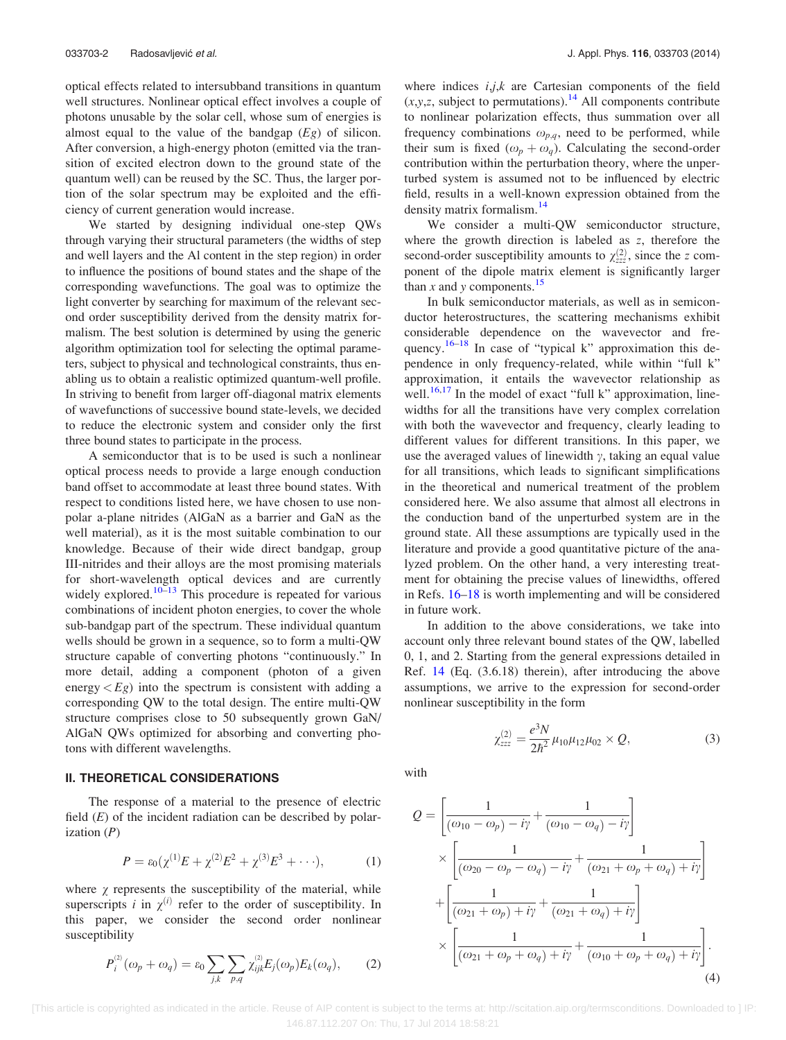optical effects related to intersubband transitions in quantum well structures. Nonlinear optical effect involves a couple of photons unusable by the solar cell, whose sum of energies is almost equal to the value of the bandgap ($Eg$) of silicon. After conversion, a high-energy photon (emitted via the transition of excited electron down to the ground state of the quantum well) can be reused by the SC. Thus, the larger portion of the solar spectrum may be exploited and the efficiency of current generation would increase.

We started by designing individual one-step QWs through varying their structural parameters (the widths of step and well layers and the Al content in the step region) in order to influence the positions of bound states and the shape of the corresponding wavefunctions. The goal was to optimize the light converter by searching for maximum of the relevant second order susceptibility derived from the density matrix formalism. The best solution is determined by using the generic algorithm optimization tool for selecting the optimal parameters, subject to physical and technological constraints, thus enabling us to obtain a realistic optimized quantum-well profile. In striving to benefit from larger off-diagonal matrix elements of wavefunctions of successive bound state-levels, we decided to reduce the electronic system and consider only the first three bound states to participate in the process.

A semiconductor that is to be used is such a nonlinear optical process needs to provide a large enough conduction band offset to accommodate at least three bound states. With respect to conditions listed here, we have chosen to use nonpolar a-plane nitrides (AlGaN as a barrier and GaN as the well material), as it is the most suitable combination to our knowledge. Because of their wide direct bandgap, group III-nitrides and their alloys are the most promising materials for short-wavelength optical devices and are currently widely explored.[10–13] This procedure is repeated for various combinations of incident photon energies, to cover the whole sub-bandgap part of the spectrum. These individual quantum wells should be grown in a sequence, so to form a multi-QW structure capable of converting photons "continuously." In more detail, adding a component (photon of a given energy $< Eg$) into the spectrum is consistent with adding a corresponding QW to the total design. The entire multi-QW structure comprises close to 50 subsequently grown GaN/AlGaN QWs optimized for absorbing and converting photons with different wavelengths.

## II. THEORETICAL CONSIDERATIONS

The response of a material to the presence of electric field ($E$) of the incident radiation can be described by polarization ($P$)

$$P = \varepsilon_0(\chi^{(1)}E + \chi^{(2)}E^2 + \chi^{(3)}E^3 + \cdots), \tag{1}$$

where $\chi$ represents the susceptibility of the material, while superscripts $i$ in $\chi^{(i)}$ refer to the order of susceptibility. In this paper, we consider the second order nonlinear susceptibility

$$P_i^{(2)}(\omega_p + \omega_q) = \varepsilon_0 \sum_{j,k} \sum_{p,q} \chi_{ijk}^{(2)} E_j(\omega_p) E_k(\omega_q), \tag{2}$$

where indices $i,j,k$ are Cartesian components of the field ($x,y,z$, subject to permutations).[14] All components contribute to nonlinear polarization effects, thus summation over all frequency combinations $\omega_{p,q}$, need to be performed, while their sum is fixed ($\omega_p + \omega_q$). Calculating the second-order contribution within the perturbation theory, where the unperturbed system is assumed not to be influenced by electric field, results in a well-known expression obtained from the density matrix formalism.[14]

We consider a multi-QW semiconductor structure, where the growth direction is labeled as $z$, therefore the second-order susceptibility amounts to $\chi_{zzz}^{(2)}$, since the $z$ component of the dipole matrix element is significantly larger than $x$ and $y$ components.[15]

In bulk semiconductor materials, as well as in semiconductor heterostructures, the scattering mechanisms exhibit considerable dependence on the wavevector and frequency.[16–18] In case of "typical k" approximation this dependence in only frequency-related, while within "full k" approximation, it entails the wavevector relationship as well.[16,17] In the model of exact "full k" approximation, linewidths for all the transitions have very complex correlation with both the wavevector and frequency, clearly leading to different values for different transitions. In this paper, we use the averaged values of linewidth $\gamma$, taking an equal value for all transitions, which leads to significant simplifications in the theoretical and numerical treatment of the problem considered here. We also assume that almost all electrons in the conduction band of the unperturbed system are in the ground state. All these assumptions are typically used in the literature and provide a good quantitative picture of the analyzed problem. On the other hand, a very interesting treatment for obtaining the precise values of linewidths, offered in Refs. 16–18 is worth implementing and will be considered in future work.

In addition to the above considerations, we take into account only three relevant bound states of the QW, labelled 0, 1, and 2. Starting from the general expressions detailed in Ref. 14 (Eq. (3.6.18) therein), after introducing the above assumptions, we arrive to the expression for second-order nonlinear susceptibility in the form

$$\chi_{zzz}^{(2)} = \frac{e^3 N}{2\hbar^2} \mu_{10}\mu_{12}\mu_{02} \times Q, \tag{3}$$

with

$$\begin{aligned} Q = &\left[\frac{1}{(\omega_{10} - \omega_p) - i\gamma} + \frac{1}{(\omega_{10} - \omega_q) - i\gamma}\right] \\ &\times \left[\frac{1}{(\omega_{20} - \omega_p - \omega_q) - i\gamma} + \frac{1}{(\omega_{21} + \omega_p + \omega_q) + i\gamma}\right] \\ &+ \left[\frac{1}{(\omega_{21} + \omega_p) + i\gamma} + \frac{1}{(\omega_{21} + \omega_q) + i\gamma}\right] \\ &\times \left[\frac{1}{(\omega_{21} + \omega_p + \omega_q) + i\gamma} + \frac{1}{(\omega_{10} + \omega_p + \omega_q) + i\gamma}\right]. \end{aligned} \tag{4}$$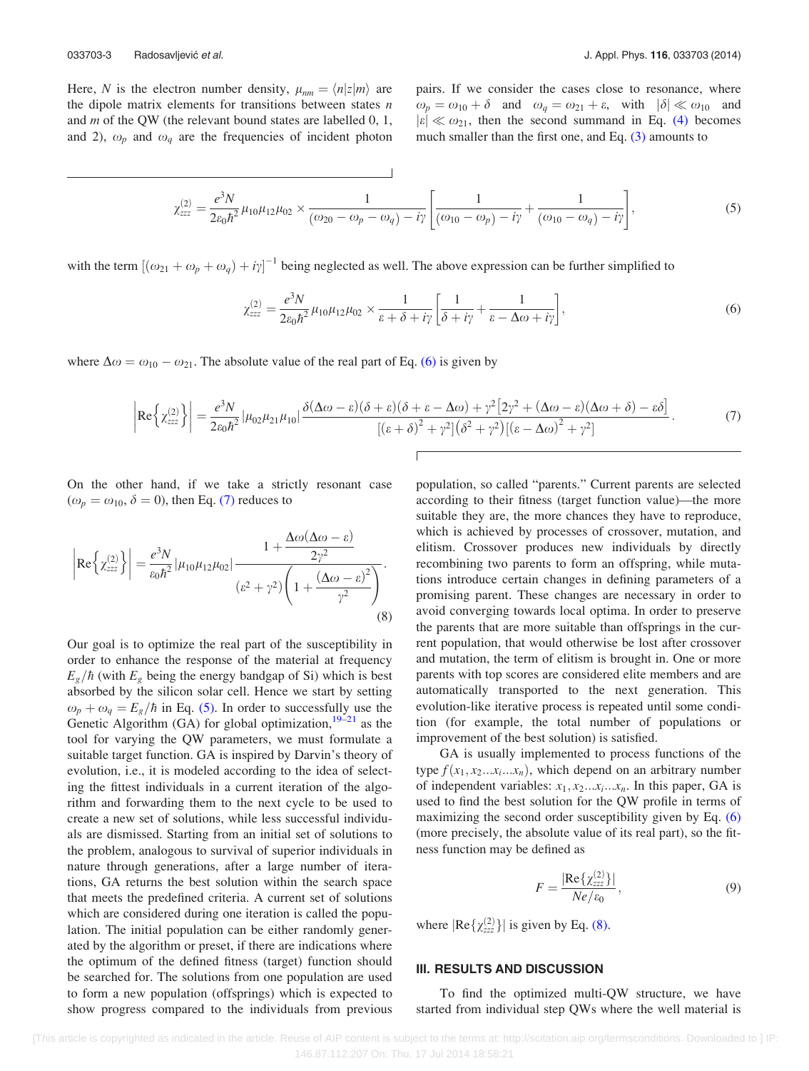Here, $N$ is the electron number density, $\mu_{nm} = \langle n|z|m\rangle$ are the dipole matrix elements for transitions between states $n$ and $m$ of the QW (the relevant bound states are labelled 0, 1, and 2), $\omega_p$ and $\omega_q$ are the frequencies of incident photon pairs. If we consider the cases close to resonance, where $\omega_p = \omega_{10} + \delta$ and $\omega_q = \omega_{21} + \varepsilon$, with $|\delta| \ll \omega_{10}$ and $|\varepsilon| \ll \omega_{21}$, then the second summand in Eq. (4) becomes much smaller than the first one, and Eq. (3) amounts to

$$\chi^{(2)}_{zzz} = \frac{e^3 N}{2\varepsilon_0 \hbar^2}\mu_{10}\mu_{12}\mu_{02} \times \frac{1}{(\omega_{20}-\omega_p-\omega_q)-i\gamma}\left[\frac{1}{(\omega_{10}-\omega_p)-i\gamma}+\frac{1}{(\omega_{10}-\omega_q)-i\gamma}\right], \tag{5}$$

with the term $[(\omega_{21}+\omega_p+\omega_q)+i\gamma]^{-1}$ being neglected as well. The above expression can be further simplified to

$$\chi^{(2)}_{zzz} = \frac{e^3 N}{2\varepsilon_0 \hbar^2}\mu_{10}\mu_{12}\mu_{02} \times \frac{1}{\varepsilon+\delta+i\gamma}\left[\frac{1}{\delta+i\gamma}+\frac{1}{\varepsilon-\Delta\omega+i\gamma}\right], \tag{6}$$

where $\Delta\omega = \omega_{10} - \omega_{21}$. The absolute value of the real part of Eq. (6) is given by

$$\left|\mathrm{Re}\left\{\chi^{(2)}_{zzz}\right\}\right| = \frac{e^3 N}{2\varepsilon_0 \hbar^2}|\mu_{02}\mu_{21}\mu_{10}|\frac{\delta(\Delta\omega-\varepsilon)(\delta+\varepsilon)(\delta+\varepsilon-\Delta\omega)+\gamma^2\left[2\gamma^2+(\Delta\omega-\varepsilon)(\Delta\omega+\delta)-\varepsilon\delta\right]}{[(\varepsilon+\delta)^2+\gamma^2](\delta^2+\gamma^2)[(\varepsilon-\Delta\omega)^2+\gamma^2]}. \tag{7}$$

On the other hand, if we take a strictly resonant case ($\omega_p = \omega_{10}$, $\delta = 0$), then Eq. (7) reduces to

$$\left|\mathrm{Re}\left\{\chi^{(2)}_{zzz}\right\}\right| = \frac{e^3 N}{\varepsilon_0 \hbar^2}|\mu_{10}\mu_{12}\mu_{02}|\frac{1+\dfrac{\Delta\omega(\Delta\omega-\varepsilon)}{2\gamma^2}}{(\varepsilon^2+\gamma^2)\left(1+\dfrac{(\Delta\omega-\varepsilon)^2}{\gamma^2}\right)}. \tag{8}$$

Our goal is to optimize the real part of the susceptibility in order to enhance the response of the material at frequency $E_g/\hbar$ (with $E_g$ being the energy bandgap of Si) which is best absorbed by the silicon solar cell. Hence we start by setting $\omega_p + \omega_q = E_g/\hbar$ in Eq. (5). In order to successfully use the Genetic Algorithm (GA) for global optimization,[19–21] as the tool for varying the QW parameters, we must formulate a suitable target function. GA is inspired by Darvin's theory of evolution, i.e., it is modeled according to the idea of selecting the fittest individuals in a current iteration of the algorithm and forwarding them to the next cycle to be used to create a new set of solutions, while less successful individuals are dismissed. Starting from an initial set of solutions to the problem, analogous to survival of superior individuals in nature through generations, after a large number of iterations, GA returns the best solution within the search space that meets the predefined criteria. A current set of solutions which are considered during one iteration is called the population. The initial population can be either randomly generated by the algorithm or preset, if there are indications where the optimum of the defined fitness (target) function should be searched for. The solutions from one population are used to form a new population (offsprings) which is expected to show progress compared to the individuals from previous population, so called "parents." Current parents are selected according to their fitness (target function value)—the more suitable they are, the more chances they have to reproduce, which is achieved by processes of crossover, mutation, and elitism. Crossover produces new individuals by directly recombining two parents to form an offspring, while mutations introduce certain changes in defining parameters of a promising parent. These changes are necessary in order to avoid converging towards local optima. In order to preserve the parents that are more suitable than offsprings in the current population, that would otherwise be lost after crossover and mutation, the term of elitism is brought in. One or more parents with top scores are considered elite members and are automatically transported to the next generation. This evolution-like iterative process is repeated until some condition (for example, the total number of populations or improvement of the best solution) is satisfied.

GA is usually implemented to process functions of the type $f(x_1, x_2 \ldots x_i \ldots x_n)$, which depend on an arbitrary number of independent variables: $x_1, x_2 \ldots x_i \ldots x_n$. In this paper, GA is used to find the best solution for the QW profile in terms of maximizing the second order susceptibility given by Eq. (6) (more precisely, the absolute value of its real part), so the fitness function may be defined as

$$F = \frac{|\mathrm{Re}\{\chi^{(2)}_{zzz}\}|}{Ne/\varepsilon_0}, \tag{9}$$

where $|\mathrm{Re}\{\chi^{(2)}_{zzz}\}|$ is given by Eq. (8).

## III. RESULTS AND DISCUSSION

To find the optimized multi-QW structure, we have started from individual step QWs where the well material is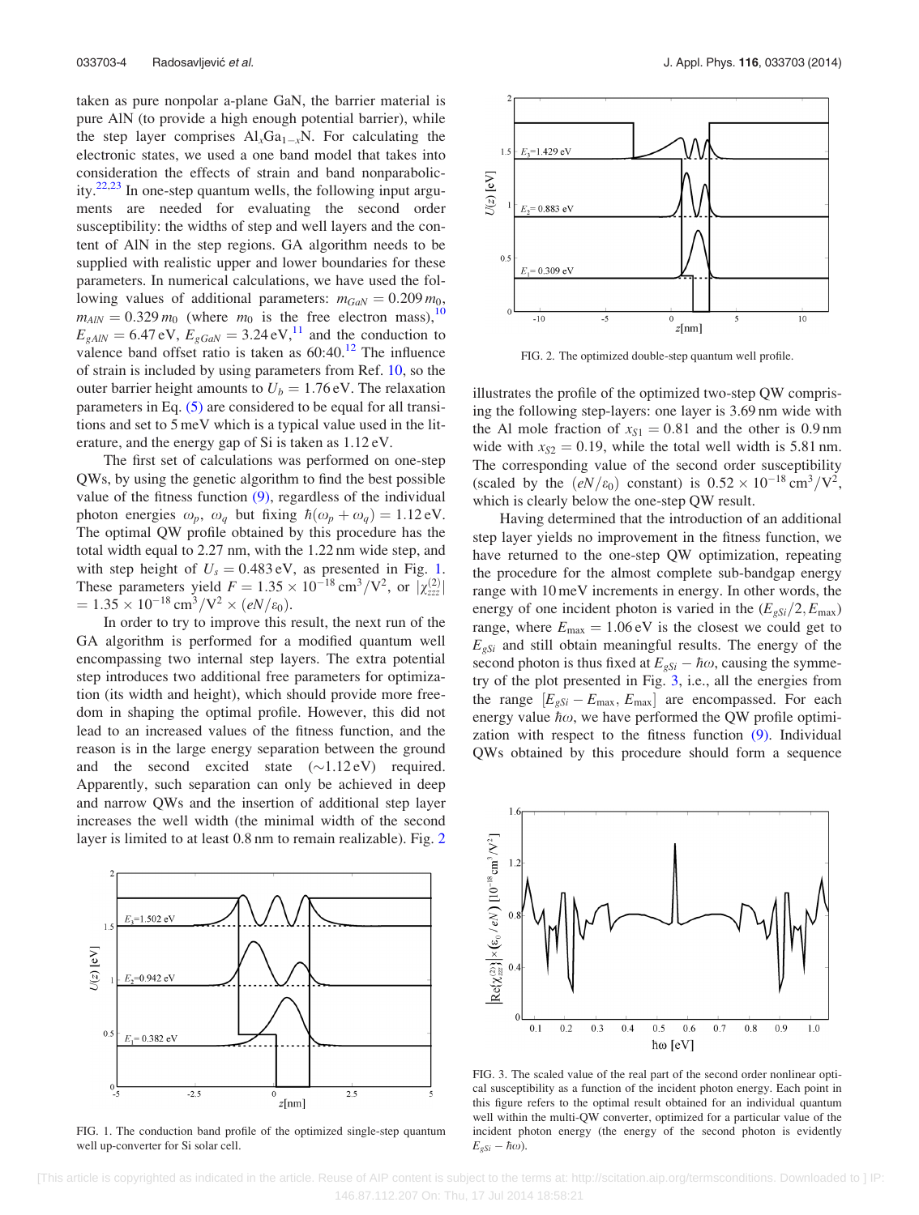taken as pure nonpolar a-plane GaN, the barrier material is pure AlN (to provide a high enough potential barrier), while the step layer comprises $Al_xGa_{1-x}N$. For calculating the electronic states, we used a one band model that takes into consideration the effects of strain and band nonparabolicity.[22,23] In one-step quantum wells, the following input arguments are needed for evaluating the second order susceptibility: the widths of step and well layers and the content of AlN in the step regions. GA algorithm needs to be supplied with realistic upper and lower boundaries for these parameters. In numerical calculations, we have used the following values of additional parameters: $m_{GaN} = 0.209\,m_0$, $m_{AlN} = 0.329\,m_0$ (where $m_0$ is the free electron mass),[10] $E_{gAlN} = 6.47\,\text{eV}$, $E_{gGaN} = 3.24\,\text{eV}$,[11] and the conduction to valence band offset ratio is taken as 60:40.[12] The influence of strain is included by using parameters from Ref. 10, so the outer barrier height amounts to $U_b = 1.76\,\text{eV}$. The relaxation parameters in Eq. (5) are considered to be equal for all transitions and set to 5 meV which is a typical value used in the literature, and the energy gap of Si is taken as 1.12 eV.

The first set of calculations was performed on one-step QWs, by using the genetic algorithm to find the best possible value of the fitness function (9), regardless of the individual photon energies $\omega_p$, $\omega_q$ but fixing $\hbar(\omega_p + \omega_q) = 1.12\,\text{eV}$. The optimal QW profile obtained by this procedure has the total width equal to 2.27 nm, with the 1.22 nm wide step, and with step height of $U_s = 0.483\,\text{eV}$, as presented in Fig. 1. These parameters yield $F = 1.35 \times 10^{-18}\,\text{cm}^3/\text{V}^2$, or $|\chi^{(2)}_{zzz}| = 1.35 \times 10^{-18}\,\text{cm}^3/\text{V}^2 \times (eN/\varepsilon_0)$.

In order to try to improve this result, the next run of the GA algorithm is performed for a modified quantum well encompassing two internal step layers. The extra potential step introduces two additional free parameters for optimization (its width and height), which should provide more freedom in shaping the optimal profile. However, this did not lead to an increased values of the fitness function, and the reason is in the large energy separation between the ground and the second excited state ($\sim$1.12 eV) required. Apparently, such separation can only be achieved in deep and narrow QWs and the insertion of additional step layer increases the well width (the minimal width of the second layer is limited to at least 0.8 nm to remain realizable). Fig. 2 illustrates the profile of the optimized two-step QW comprising the following step-layers: one layer is 3.69 nm wide with the Al mole fraction of $x_{S1} = 0.81$ and the other is 0.9 nm wide with $x_{S2} = 0.19$, while the total well width is 5.81 nm. The corresponding value of the second order susceptibility (scaled by the $(eN/\varepsilon_0)$ constant) is $0.52 \times 10^{-18}\,\text{cm}^3/\text{V}^2$, which is clearly below the one-step QW result.

FIG. 1. The conduction band profile of the optimized single-step quantum well up-converter for Si solar cell.

FIG. 2. The optimized double-step quantum well profile.

Having determined that the introduction of an additional step layer yields no improvement in the fitness function, we have returned to the one-step QW optimization, repeating the procedure for the almost complete sub-bandgap energy range with 10 meV increments in energy. In other words, the energy of one incident photon is varied in the $(E_{gSi}/2, E_{max})$ range, where $E_{max} = 1.06\,\text{eV}$ is the closest we could get to $E_{gSi}$ and still obtain meaningful results. The energy of the second photon is thus fixed at $E_{gSi} - \hbar\omega$, causing the symmetry of the plot presented in Fig. 3, i.e., all the energies from the range $[E_{gSi} - E_{max}, E_{max}]$ are encompassed. For each energy value $\hbar\omega$, we have performed the QW profile optimization with respect to the fitness function (9). Individual QWs obtained by this procedure should form a sequence

FIG. 3. The scaled value of the real part of the second order nonlinear optical susceptibility as a function of the incident photon energy. Each point in this figure refers to the optimal result obtained for an individual quantum well within the multi-QW converter, optimized for a particular value of the incident photon energy (the energy of the second photon is evidently $E_{gSi} - \hbar\omega$).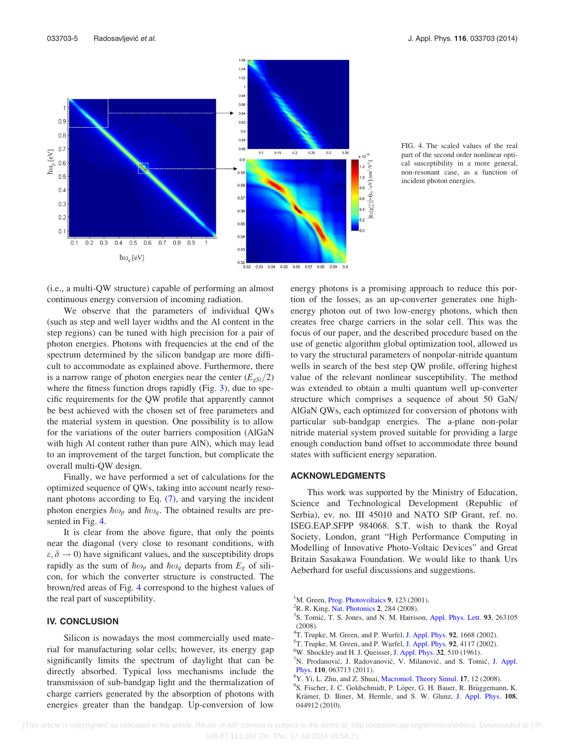FIG. 4. The scaled values of the real part of the second order nonlinear optical susceptibility in a more general, non-resonant case, as a function of incident photon energies.

(i.e., a multi-QW structure) capable of performing an almost continuous energy conversion of incoming radiation.

We observe that the parameters of individual QWs (such as step and well layer widths and the Al content in the step regions) can be tuned with high precision for a pair of photon energies. Photons with frequencies at the end of the spectrum determined by the silicon bandgap are more difficult to accommodate as explained above. Furthermore, there is a narrow range of photon energies near the center ($E_{gSi}/2$) where the fitness function drops rapidly (Fig. 3), due to specific requirements for the QW profile that apparently cannot be best achieved with the chosen set of free parameters and the material system in question. One possibility is to allow for the variations of the outer barriers composition (AlGaN with high Al content rather than pure AlN), which may lead to an improvement of the target function, but complicate the overall multi-QW design.

Finally, we have performed a set of calculations for the optimized sequence of QWs, taking into account nearly resonant photons according to Eq. (7), and varying the incident photon energies $\hbar\omega_p$ and $\hbar\omega_q$. The obtained results are presented in Fig. 4.

It is clear from the above figure, that only the points near the diagonal (very close to resonant conditions, with $\varepsilon, \delta \to 0$) have significant values, and the susceptibility drops rapidly as the sum of $\hbar\omega_p$ and $\hbar\omega_q$ departs from $E_g$ of silicon, for which the converter structure is constructed. The brown/red areas of Fig. 4 correspond to the highest values of the real part of susceptibility.

## IV. CONCLUSION

Silicon is nowadays the most commercially used material for manufacturing solar cells; however, its energy gap significantly limits the spectrum of daylight that can be directly absorbed. Typical loss mechanisms include the transmission of sub-bandgap light and the thermalization of charge carriers generated by the absorption of photons with energies greater than the bandgap. Up-conversion of low energy photons is a promising approach to reduce this portion of the losses, as an up-converter generates one high-energy photon out of two low-energy photons, which then creates free charge carriers in the solar cell. This was the focus of our paper, and the described procedure based on the use of genetic algorithm global optimization tool, allowed us to vary the structural parameters of nonpolar-nitride quantum wells in search of the best step QW profile, offering highest value of the relevant nonlinear susceptibility. The method was extended to obtain a multi quantum well up-converter structure which comprises a sequence of about 50 GaN/AlGaN QWs, each optimized for conversion of photons with particular sub-bandgap energies. The a-plane non-polar nitride material system proved suitable for providing a large enough conduction band offset to accommodate three bound states with sufficient energy separation.

## ACKNOWLEDGMENTS

This work was supported by the Ministry of Education, Science and Technological Development (Republic of Serbia), ev. no. III 45010 and NATO SfP Grant, ref. no. ISEG.EAP.SFPP 984068. S.T. wish to thank the Royal Society, London, grant “High Performance Computing in Modelling of Innovative Photo-Voltaic Devices” and Great Britain Sasakawa Foundation. We would like to thank Urs Aeberhard for useful discussions and suggestions.

[1] M. Green, Prog. Photovoltaics 9, 123 (2001).
[2] R. R. King, Nat. Photonics 2, 284 (2008).
[3] S. Tomić, T. S. Jones, and N. M. Harrison, Appl. Phys. Lett. 93, 263105 (2008).
[4] T. Trupke, M. Green, and P. Wurfel, J. Appl. Phys. 92, 1668 (2002).
[5] T. Trupke, M. Green, and P. Wurfel, J. Appl. Phys. 92, 4117 (2002).
[6] W. Shockley and H. J. Queisser, J. Appl. Phys. 32, 510 (1961).
[7] N. Prodanović, J. Radovanović, V. Milanović, and S. Tomić, J. Appl. Phys. 110, 063713 (2011).
[8] Y. Yi, L. Zhu, and Z. Shuai, Macromol. Theory Simul. 17, 12 (2008).
[9] S. Fischer, J. C. Goldschmidt, P. Löper, G. H. Bauer, R. Brüggemann, K. Krämer, D. Biner, M. Hermle, and S. W. Glunz, J. Appl. Phys. 108, 044912 (2010).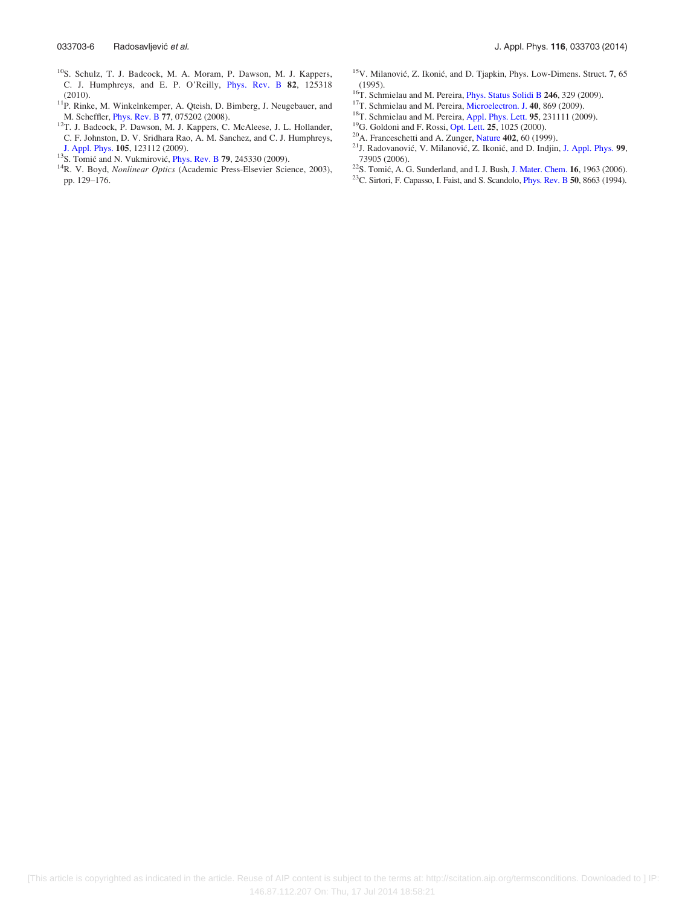[10] S. Schulz, T. J. Badcock, M. A. Moram, P. Dawson, M. J. Kappers, C. J. Humphreys, and E. P. O'Reilly, Phys. Rev. B **82**, 125318 (2010).

[11] P. Rinke, M. Winkelnkemper, A. Qteish, D. Bimberg, J. Neugebauer, and M. Scheffler, Phys. Rev. B **77**, 075202 (2008).

[12] T. J. Badcock, P. Dawson, M. J. Kappers, C. McAleese, J. L. Hollander, C. F. Johnston, D. V. Sridhara Rao, A. M. Sanchez, and C. J. Humphreys, J. Appl. Phys. **105**, 123112 (2009).

[13] S. Tomić and N. Vukmirović, Phys. Rev. B **79**, 245330 (2009).

[14] R. V. Boyd, *Nonlinear Optics* (Academic Press-Elsevier Science, 2003), pp. 129–176.

[15] V. Milanović, Z. Ikonić, and D. Tjapkin, Phys. Low-Dimens. Struct. **7**, 65 (1995).

[16] T. Schmielau and M. Pereira, Phys. Status Solidi B **246**, 329 (2009).

[17] T. Schmielau and M. Pereira, Microelectron. J. **40**, 869 (2009).

[18] T. Schmielau and M. Pereira, Appl. Phys. Lett. **95**, 231111 (2009).

[19] G. Goldoni and F. Rossi, Opt. Lett. **25**, 1025 (2000).

[20] A. Franceschetti and A. Zunger, Nature **402**, 60 (1999).

[21] J. Radovanović, V. Milanović, Z. Ikonić, and D. Indjin, J. Appl. Phys. **99**, 73905 (2006).

[22] S. Tomić, A. G. Sunderland, and I. J. Bush, J. Mater. Chem. **16**, 1963 (2006).

[23] C. Sirtori, F. Capasso, I. Faist, and S. Scandolo, Phys. Rev. B **50**, 8663 (1994).